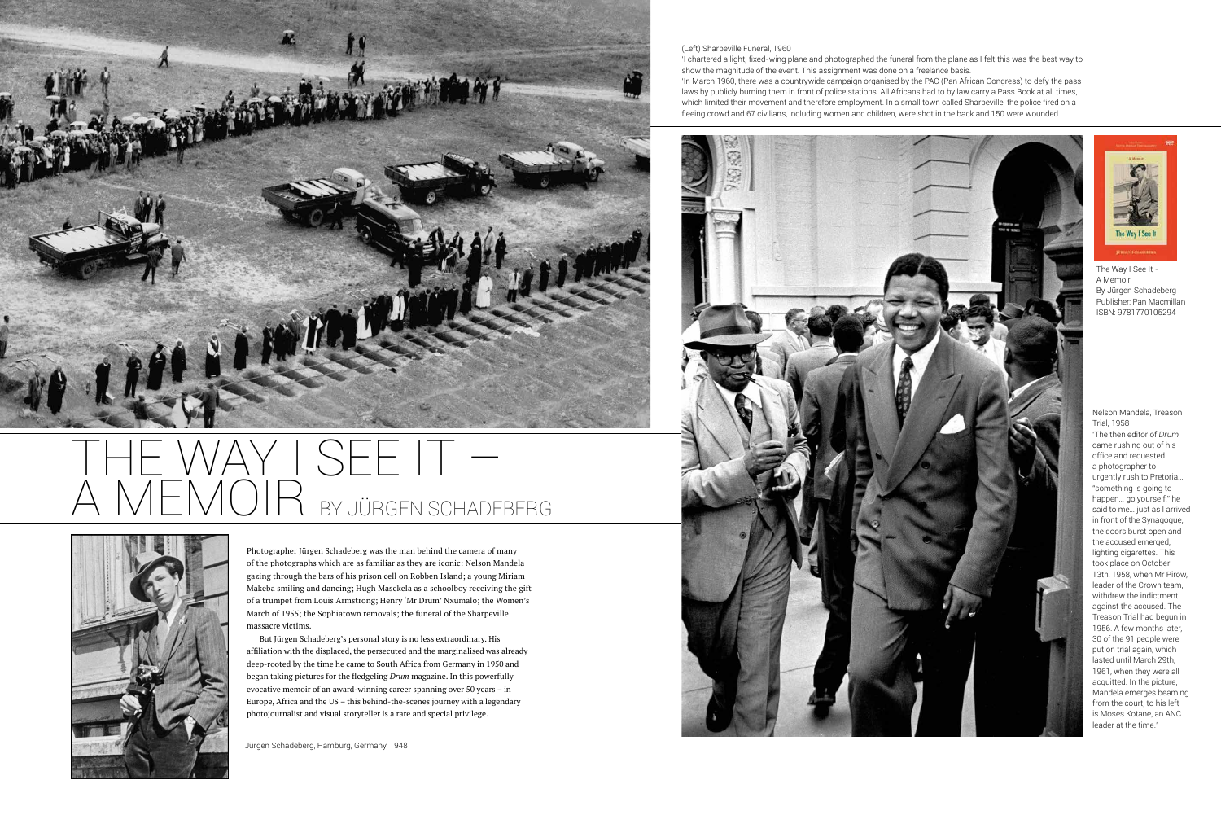# THE WAY I SEE IT – A MEMOIR BY JÜRGEN SCHADEBERG

Photographer Jürgen Schadeberg was the man behind the camera of many of the photographs which are as familiar as they are iconic: Nelson Mandela gazing through the bars of his prison cell on Robben Island; a young Miriam Makeba smiling and dancing; Hugh Masekela as a schoolboy receiving the gift of a trumpet from Louis Armstrong; Henry 'Mr Drum' Nxumalo; the Women's March of 1955; the Sophiatown removals; the funeral of the Sharpeville massacre victims.

But Jürgen Schadeberg's personal story is no less extraordinary. His affiliation with the displaced, the persecuted and the marginalised was already deep-rooted by the time he came to South Africa from Germany in 1950 and began taking pictures for the fledgeling *Drum* magazine. In this powerfully evocative memoir of an award-winning career spanning over 50 years – in Europe, Africa and the US – this behind-the-scenes journey with a legendary photojournalist and visual storyteller is a rare and special privilege.

Jürgen Schadeberg, Hamburg, Germany, 1948

(Left) Sharpeville Funeral, 1960

'I chartered a light, fixed-wing plane and photographed the funeral from the plane as I felt this was the best way to show the magnitude of the event. This assignment was done on a freelance basis.

'In March 1960, there was a countrywide campaign organised by the PAC (Pan African Congress) to defy the pass laws by publicly burning them in front of police stations. All Africans had to by law carry a Pass Book at all times, which limited their movement and therefore employment. In a small town called Sharpeville, the police fired on a fleeing crowd and 67 civilians, including women and children, were shot in the back and 150 were wounded.'

The Way I See It - A Memoir
By Jürgen Schadeberg
Publisher: Pan Macmillan
ISBN: 9781770105294

Nelson Mandela, Treason Trial, 1958

'The then editor of *Drum* came rushing out of his office and requested a photographer to urgently rush to Pretoria... "something is going to happen... go yourself," he said to me... just as I arrived in front of the Synagogue, the doors burst open and the accused emerged, lighting cigarettes. This took place on October 13th, 1958, when Mr Pirow, leader of the Crown team, withdrew the indictment against the accused. The Treason Trial had begun in 1956. A few months later, 30 of the 91 people were put on trial again, which lasted until March 29th, 1961, when they were all acquitted. In the picture, Mandela emerges beaming from the court, to his left is Moses Kotane, an ANC leader at the time.'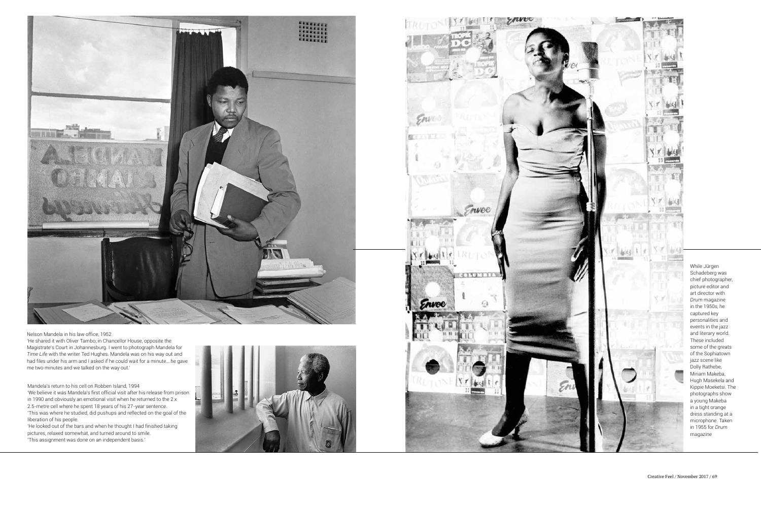Nelson Mandela in his law office, 1952

'He shared it with Oliver Tambo, in Chancellor House, opposite the Magistrate's Court in Johannesburg. I went to photograph Mandela for *Time Life* with the writer Ted Hughes. Mandela was on his way out and had files under his arm and I asked if he could wait for a minute… he gave me two minutes and we talked on the way out.'

Mandela's return to his cell on Robben Island, 1994

'We believe it was Mandela's first official visit after his release from prison in 1990 and obviously an emotional visit when he returned to the 2 x 2.5-metre cell where he spent 18 years of his 27-year sentence.

'This was where he studied, did pushups and reflected on the goal of the liberation of his people.

'He looked out of the bars and when he thought I had finished taking pictures, relaxed somewhat, and turned around to smile.

'This assignment was done on an independent basis.'

While Jürgen Schadeberg was chief photographer, picture editor and art director with *Drum* magazine in the 1950s, he captured key personalities and events in the jazz and literary world. These included some of the greats of the Sophiatown jazz scene like Dolly Rathebe, Miriam Makeba, Hugh Masekela and Kippie Moeketsi. The photographs show a young Makeba in a tight orange dress standing at a microphone. Taken in 1955 for *Drum* magazine